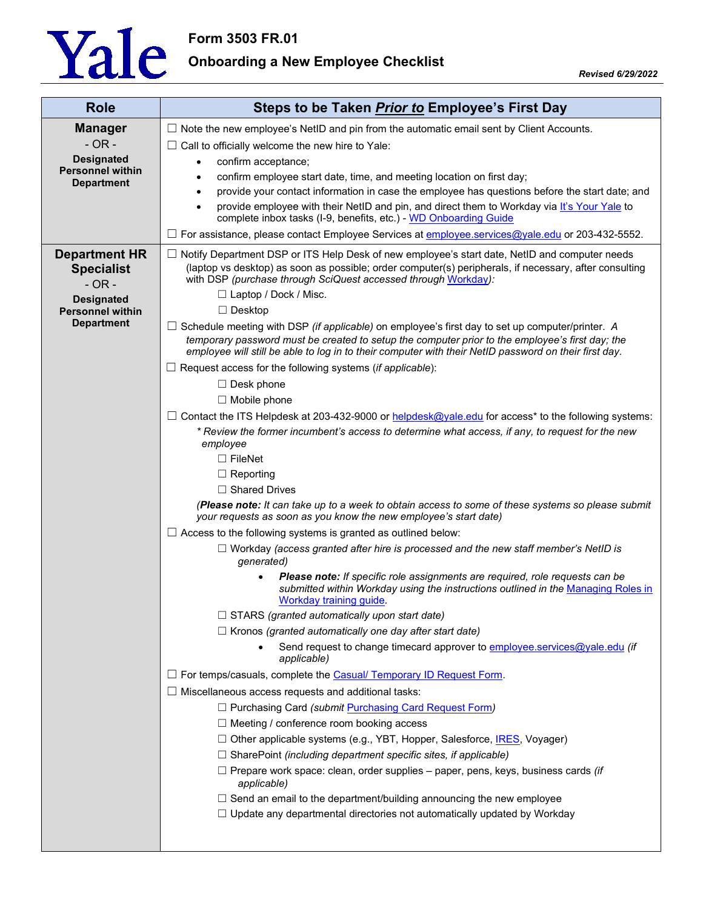# Yale

## Form 3503 FR.01

## Onboarding a New Employee Checklist

***Revised 6/29/2022***

| Role | Steps to be Taken ***Prior to*** Employee's First Day |
|---|---|
| **Manager** - OR - **Designated Personnel within Department** | ☐ Note the new employee's NetID and pin from the automatic email sent by Client Accounts.<br>☐ Call to officially welcome the new hire to Yale:<br>• confirm acceptance;<br>• confirm employee start date, time, and meeting location on first day;<br>• provide your contact information in case the employee has questions before the start date; and<br>• provide employee with their NetID and pin, and direct them to Workday via It's Your Yale to complete inbox tasks (I-9, benefits, etc.) - WD Onboarding Guide<br>☐ For assistance, please contact Employee Services at employee.services@yale.edu or 203-432-5552. |
| **Department HR Specialist** - OR - **Designated Personnel within Department** | ☐ Notify Department DSP or ITS Help Desk of new employee's start date, NetID and computer needs (laptop vs desktop) as soon as possible; order computer(s) peripherals, if necessary, after consulting with DSP *(purchase through SciQuest accessed through Workday):*<br>☐ Laptop / Dock / Misc.<br>☐ Desktop<br>☐ Schedule meeting with DSP *(if applicable)* on employee's first day to set up computer/printer. *A temporary password must be created to setup the computer prior to the employee's first day; the employee will still be able to log in to their computer with their NetID password on their first day.*<br>☐ Request access for the following systems (*if applicable*):<br>☐ Desk phone<br>☐ Mobile phone<br>☐ Contact the ITS Helpdesk at 203-432-9000 or helpdesk@yale.edu for access* to the following systems:<br>*\* Review the former incumbent's access to determine what access, if any, to request for the new employee*<br>☐ FileNet<br>☐ Reporting<br>☐ Shared Drives<br>*(**Please note:** It can take up to a week to obtain access to some of these systems so please submit your requests as soon as you know the new employee's start date)*<br>☐ Access to the following systems is granted as outlined below:<br>☐ Workday *(access granted after hire is processed and the new staff member's NetID is generated)*<br>• ***Please note:*** *If specific role assignments are required, role requests can be submitted within Workday using the instructions outlined in the Managing Roles in Workday training guide.*<br>☐ STARS *(granted automatically upon start date)*<br>☐ Kronos *(granted automatically one day after start date)*<br>• Send request to change timecard approver to employee.services@yale.edu *(if applicable)*<br>☐ For temps/casuals, complete the Casual/ Temporary ID Request Form.<br>☐ Miscellaneous access requests and additional tasks:<br>☐ Purchasing Card *(submit Purchasing Card Request Form)*<br>☐ Meeting / conference room booking access<br>☐ Other applicable systems (e.g., YBT, Hopper, Salesforce, IRES, Voyager)<br>☐ SharePoint *(including department specific sites, if applicable)*<br>☐ Prepare work space: clean, order supplies – paper, pens, keys, business cards *(if applicable)*<br>☐ Send an email to the department/building announcing the new employee<br>☐ Update any departmental directories not automatically updated by Workday |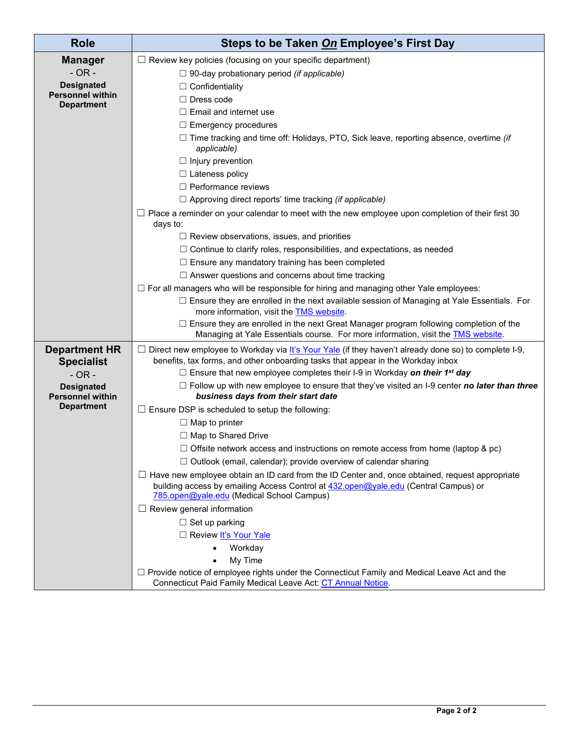| Role | Steps to be Taken ***On*** Employee's First Day |
|---|---|
| **Manager** - OR - **Designated Personnel within Department** | ☐ Review key policies (focusing on your specific department)<br>☐ 90-day probationary period *(if applicable)*<br>☐ Confidentiality<br>☐ Dress code<br>☐ Email and internet use<br>☐ Emergency procedures<br>☐ Time tracking and time off: Holidays, PTO, Sick leave, reporting absence, overtime *(if applicable)*<br>☐ Injury prevention<br>☐ Lateness policy<br>☐ Performance reviews<br>☐ Approving direct reports' time tracking *(if applicable)*<br>☐ Place a reminder on your calendar to meet with the new employee upon completion of their first 30 days to:<br>☐ Review observations, issues, and priorities<br>☐ Continue to clarify roles, responsibilities, and expectations, as needed<br>☐ Ensure any mandatory training has been completed<br>☐ Answer questions and concerns about time tracking<br>☐ For all managers who will be responsible for hiring and managing other Yale employees:<br>☐ Ensure they are enrolled in the next available session of Managing at Yale Essentials. For more information, visit the TMS website.<br>☐ Ensure they are enrolled in the next Great Manager program following completion of the Managing at Yale Essentials course. For more information, visit the TMS website. |
| **Department HR Specialist** - OR - **Designated Personnel within Department** | ☐ Direct new employee to Workday via It's Your Yale (if they haven't already done so) to complete I-9, benefits, tax forms, and other onboarding tasks that appear in the Workday inbox<br>☐ Ensure that new employee completes their I-9 in Workday ***on their 1st day***<br>☐ Follow up with new employee to ensure that they've visited an I-9 center ***no later than three business days from their start date***<br>☐ Ensure DSP is scheduled to setup the following:<br>☐ Map to printer<br>☐ Map to Shared Drive<br>☐ Offsite network access and instructions on remote access from home (laptop & pc)<br>☐ Outlook (email, calendar); provide overview of calendar sharing<br>☐ Have new employee obtain an ID card from the ID Center and, once obtained, request appropriate building access by emailing Access Control at 432.open@yale.edu (Central Campus) or 785.open@yale.edu (Medical School Campus)<br>☐ Review general information<br>☐ Set up parking<br>☐ Review It's Your Yale<br>• Workday<br>• My Time<br>☐ Provide notice of employee rights under the Connecticut Family and Medical Leave Act and the Connecticut Paid Family Medical Leave Act: CT Annual Notice. |